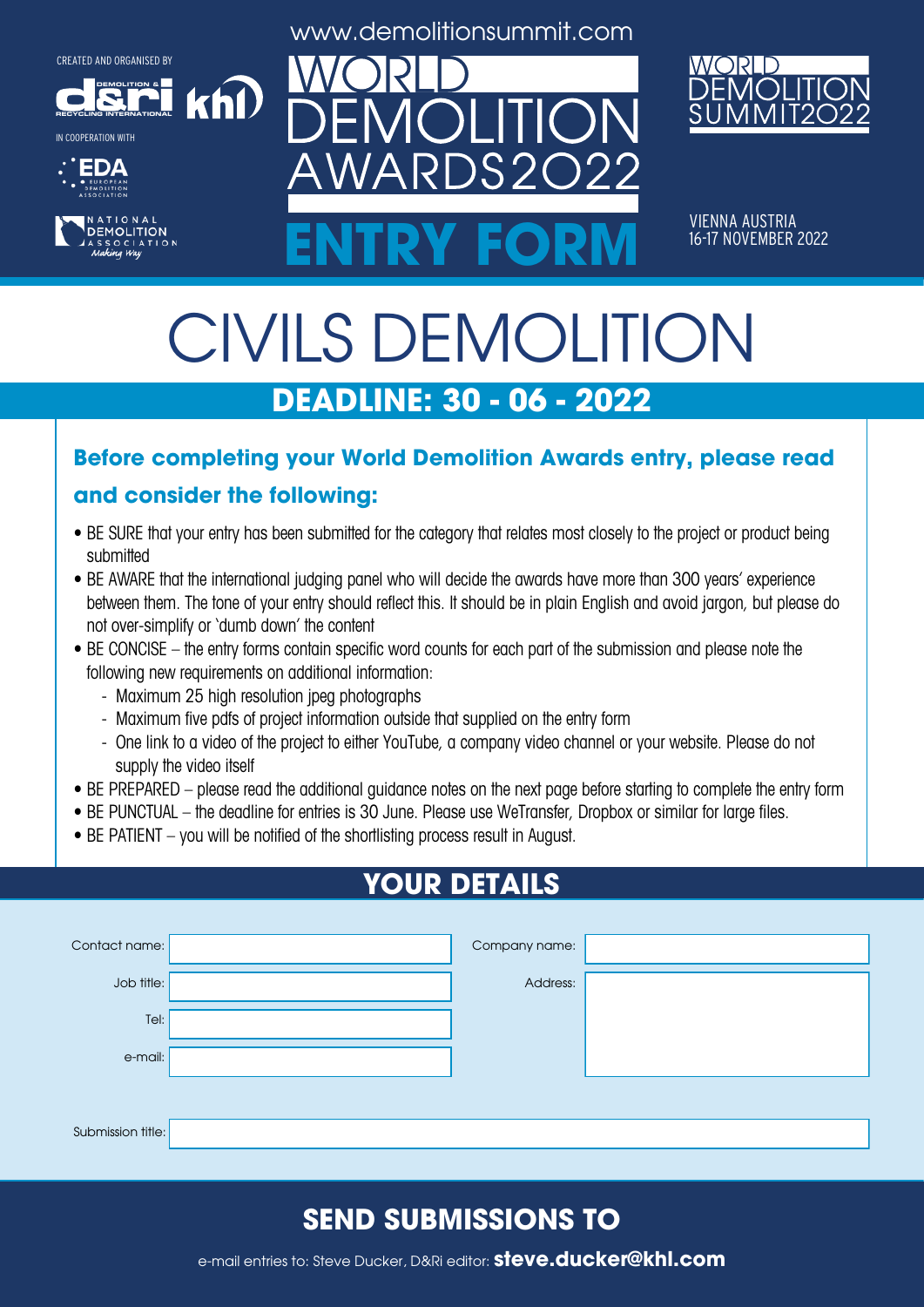CREATED AND ORGANISED BY

IN COOPERATION WITH

www.demolitionsummit.com

# WORLD DEMOLITION AWARDS2022

# ENTRY FORM

WORLD DEMOLITION SUMMIT2022

VIENNA AUSTRIA
16-17 NOVEMBER 2022

# CIVILS DEMOLITION

## DEADLINE: 30 - 06 - 2022

### Before completing your World Demolition Awards entry, please read and consider the following:

- BE SURE that your entry has been submitted for the category that relates most closely to the project or product being submitted
- BE AWARE that the international judging panel who will decide the awards have more than 300 years' experience between them. The tone of your entry should reflect this. It should be in plain English and avoid jargon, but please do not over-simplify or 'dumb down' the content
- BE CONCISE – the entry forms contain specific word counts for each part of the submission and please note the following new requirements on additional information:
  - Maximum 25 high resolution jpeg photographs
  - Maximum five pdfs of project information outside that supplied on the entry form
  - One link to a video of the project to either YouTube, a company video channel or your website. Please do not supply the video itself
- BE PREPARED – please read the additional guidance notes on the next page before starting to complete the entry form
- BE PUNCTUAL – the deadline for entries is 30 June. Please use WeTransfer, Dropbox or similar for large files.
- BE PATIENT – you will be notified of the shortlisting process result in August.

## YOUR DETAILS

Contact name:

Job title:

Tel:

e-mail:

Company name:

Address:

Submission title:

## SEND SUBMISSIONS TO

e-mail entries to: Steve Ducker, D&Ri editor: **steve.ducker@khl.com**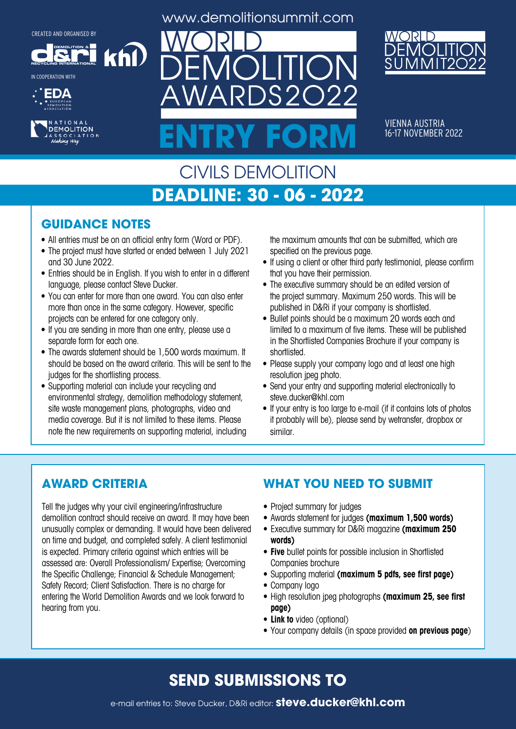CREATED AND ORGANISED BY

IN COOPERATION WITH

www.demolitionsummit.com

# WORLD DEMOLITION AWARDS2022

# ENTRY FORM

WORLD DEMOLITION SUMMIT2022

VIENNA AUSTRIA
16-17 NOVEMBER 2022

## CIVILS DEMOLITION

## DEADLINE: 30 - 06 - 2022

## GUIDANCE NOTES

- All entries must be on an official entry form (Word or PDF).
- The project must have started or ended between 1 July 2021 and 30 June 2022.
- Entries should be in English. If you wish to enter in a different language, please contact Steve Ducker.
- You can enter for more than one award. You can also enter more than once in the same category. However, specific projects can be entered for one category only.
- If you are sending in more than one entry, please use a separate form for each one.
- The awards statement should be 1,500 words maximum. It should be based on the award criteria. This will be sent to the judges for the shortlisting process.
- Supporting material can include your recycling and environmental strategy, demolition methodology statement, site waste management plans, photographs, video and media coverage. But it is not limited to these items. Please note the new requirements on supporting material, including the maximum amounts that can be submitted, which are specified on the previous page.
- If using a client or other third party testimonial, please confirm that you have their permission.
- The executive summary should be an edited version of the project summary. Maximum 250 words. This will be published in D&Ri if your company is shortlisted.
- Bullet points should be a maximum 20 words each and limited to a maximum of five items. These will be published in the Shortlisted Companies Brochure if your company is shortlisted.
- Please supply your company logo and at least one high resolution jpeg photo.
- Send your entry and supporting material electronically to steve.ducker@khl.com
- If your entry is too large to e-mail (if it contains lots of photos it probably will be), please send by wetransfer, dropbox or similar.

## AWARD CRITERIA

Tell the judges why your civil engineering/infrastructure demolition contract should receive an award. It may have been unusually complex or demanding. It would have been delivered on time and budget, and completed safely. A client testimonial is expected. Primary criteria against which entries will be assessed are: Overall Professionalism/ Expertise; Overcoming the Specific Challenge; Financial & Schedule Management; Safety Record; Client Satisfaction. There is no charge for entering the World Demolition Awards and we look forward to hearing from you.

## WHAT YOU NEED TO SUBMIT

- Project summary for judges
- Awards statement for judges **(maximum 1,500 words)**
- Executive summary for D&Ri magazine **(maximum 250 words)**
- **Five** bullet points for possible inclusion in Shortlisted Companies brochure
- Supporting material **(maximum 5 pdfs, see first page)**
- Company logo
- High resolution jpeg photographs **(maximum 25, see first page)**
- **Link to** video (optional)
- Your company details (in space provided **on previous page**)

## SEND SUBMISSIONS TO

e-mail entries to: Steve Ducker, D&Ri editor: **steve.ducker@khl.com**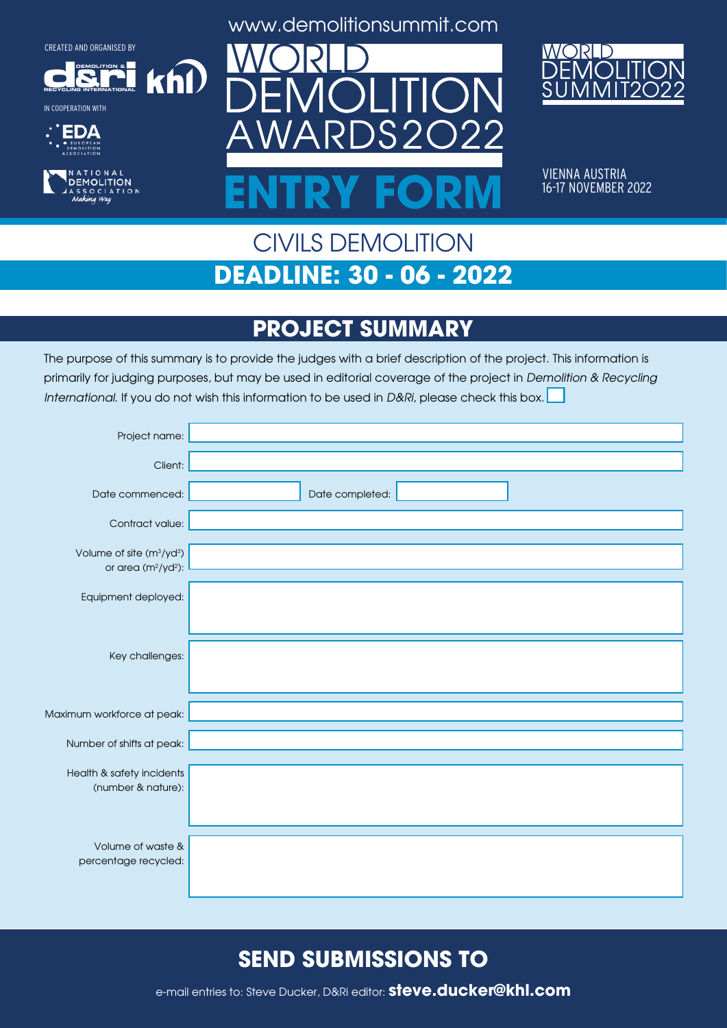CREATED AND ORGANISED BY

IN COOPERATION WITH

www.demolitionsummit.com

# WORLD DEMOLITION AWARDS2022

# ENTRY FORM

WORLD DEMOLITION SUMMIT2022

VIENNA AUSTRIA
16-17 NOVEMBER 2022

## CIVILS DEMOLITION

## DEADLINE: 30 - 06 - 2022

## PROJECT SUMMARY

The purpose of this summary is to provide the judges with a brief description of the project. This information is primarily for judging purposes, but may be used in editorial coverage of the project in *Demolition & Recycling International.* If you do not wish this information to be used in *D&Ri*, please check this box. ☐

Project name:

Client:

Date commenced: Date completed:

Contract value:

Volume of site ($m^3$/$yd^3$) or area ($m^2$/$yd^2$):

Equipment deployed:

Key challenges:

Maximum workforce at peak:

Number of shifts at peak:

Health & safety incidents (number & nature):

Volume of waste & percentage recycled:

## SEND SUBMISSIONS TO

e-mail entries to: Steve Ducker, D&Ri editor: **steve.ducker@khl.com**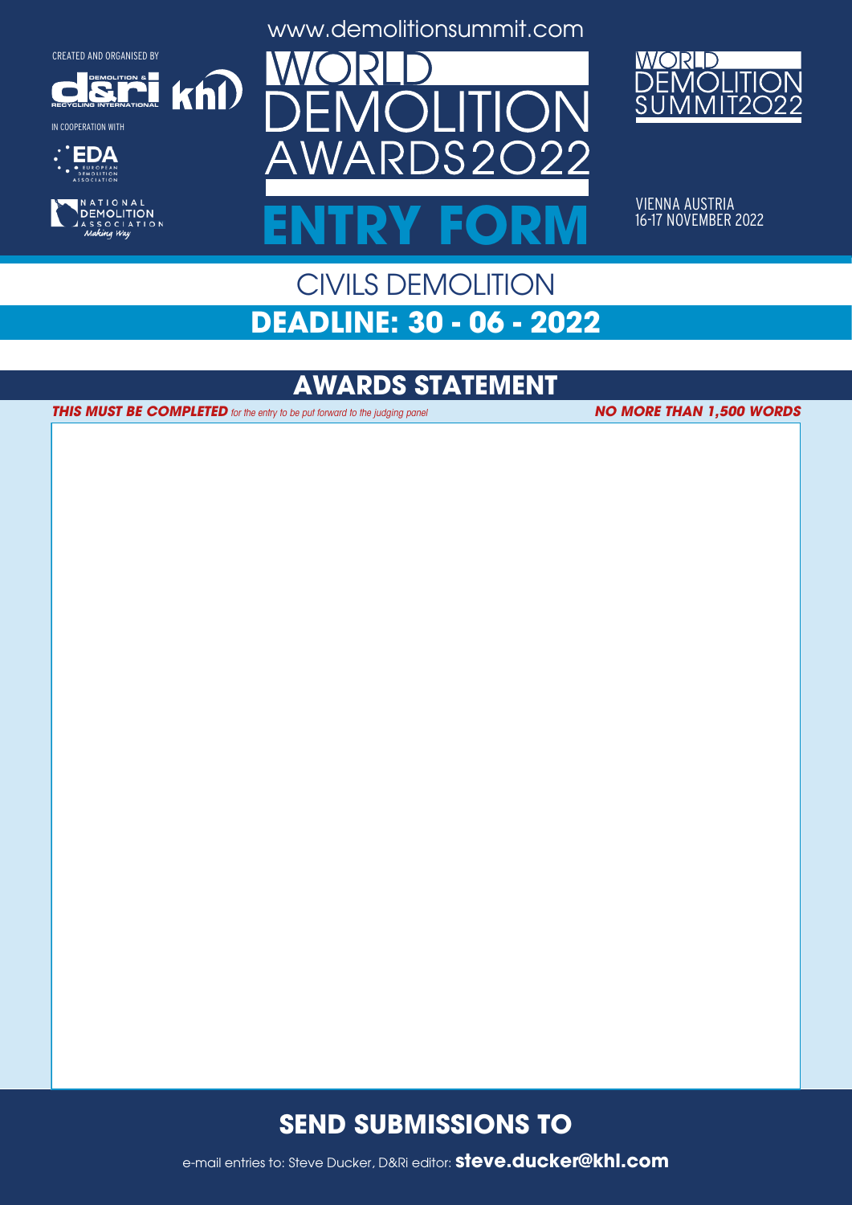CREATED AND ORGANISED BY

IN COOPERATION WITH

www.demolitionsummit.com

# WORLD DEMOLITION AWARDS2022

# ENTRY FORM

WORLD DEMOLITION SUMMIT2022

VIENNA AUSTRIA
16-17 NOVEMBER 2022

## CIVILS DEMOLITION

## DEADLINE: 30 - 06 - 2022

## AWARDS STATEMENT

***THIS MUST BE COMPLETED*** *for the entry to be put forward to the judging panel* ***NO MORE THAN 1,500 WORDS***

## SEND SUBMISSIONS TO

e-mail entries to: Steve Ducker, D&Ri editor: **steve.ducker@khl.com**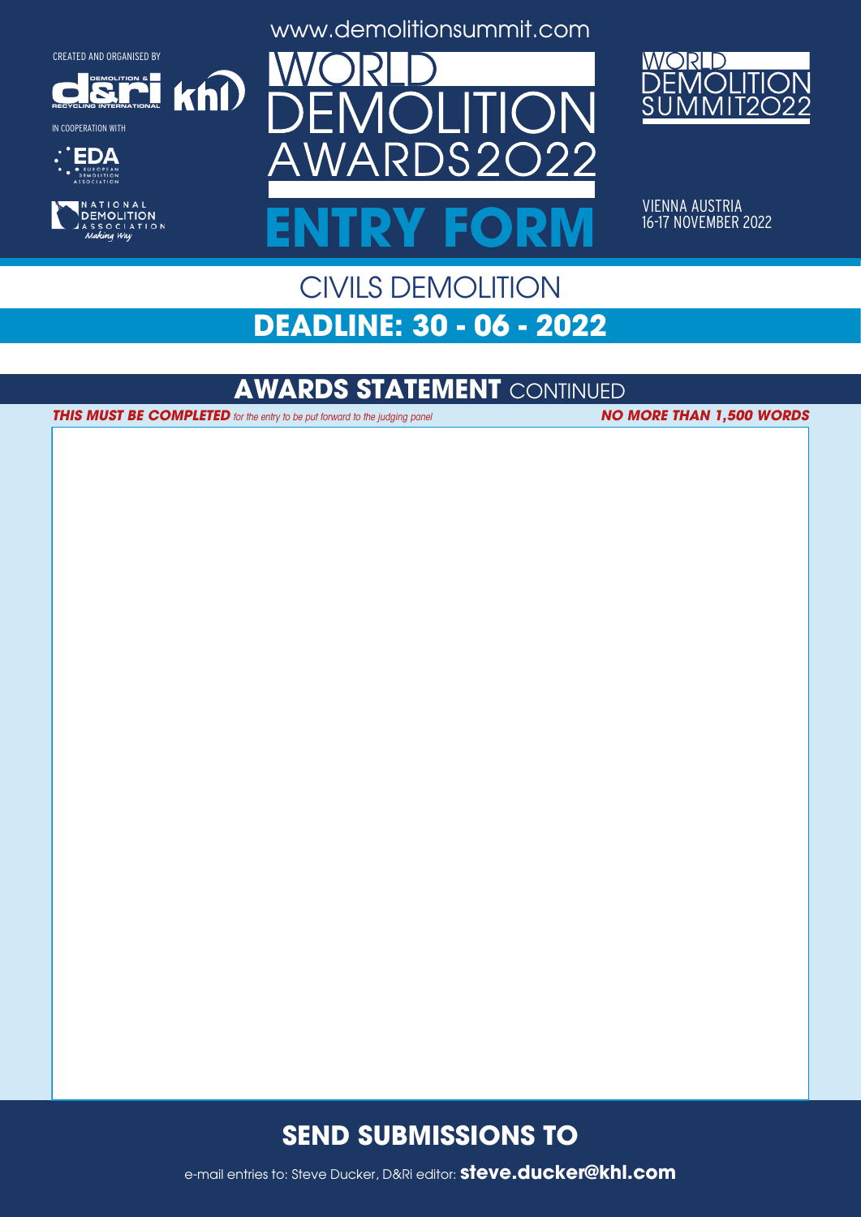www.demolitionsummit.com

CREATED AND ORGANISED BY

IN COOPERATION WITH

# WORLD DEMOLITION AWARDS2022

# ENTRY FORM

WORLD DEMOLITION SUMMIT2022

VIENNA AUSTRIA
16-17 NOVEMBER 2022

## CIVILS DEMOLITION

## DEADLINE: 30 - 06 - 2022

## AWARDS STATEMENT CONTINUED

***THIS MUST BE COMPLETED*** *for the entry to be put forward to the judging panel* ***NO MORE THAN 1,500 WORDS***

## SEND SUBMISSIONS TO

e-mail entries to: Steve Ducker, D&Ri editor: **steve.ducker@khl.com**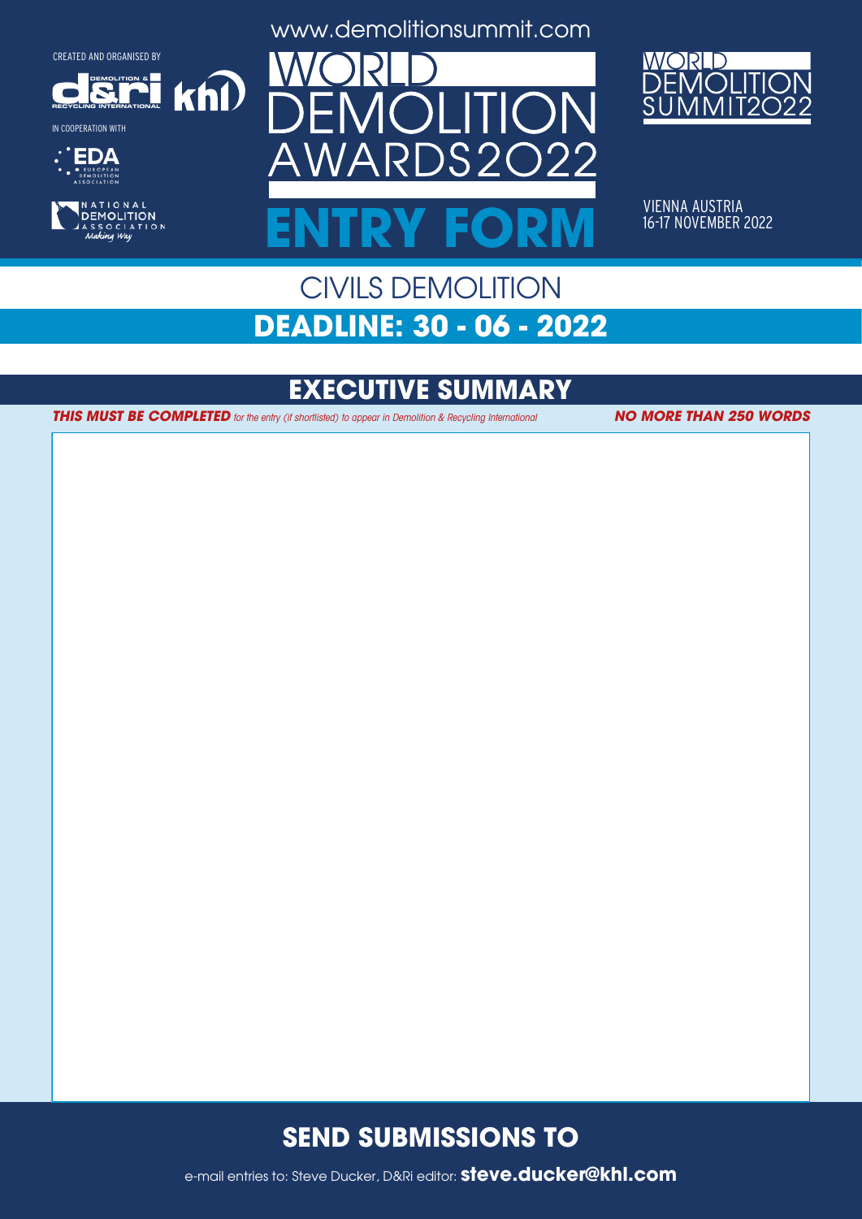CREATED AND ORGANISED BY

IN COOPERATION WITH

www.demolitionsummit.com

# WORLD DEMOLITION AWARDS2022

# ENTRY FORM

WORLD DEMOLITION SUMMIT2022

VIENNA AUSTRIA
16-17 NOVEMBER 2022

## CIVILS DEMOLITION

## DEADLINE: 30 - 06 - 2022

## EXECUTIVE SUMMARY

***THIS MUST BE COMPLETED*** *for the entry (if shortlisted) to appear in Demolition & Recycling International* ***NO MORE THAN 250 WORDS***

## SEND SUBMISSIONS TO

e-mail entries to: Steve Ducker, D&RI editor: **steve.ducker@khl.com**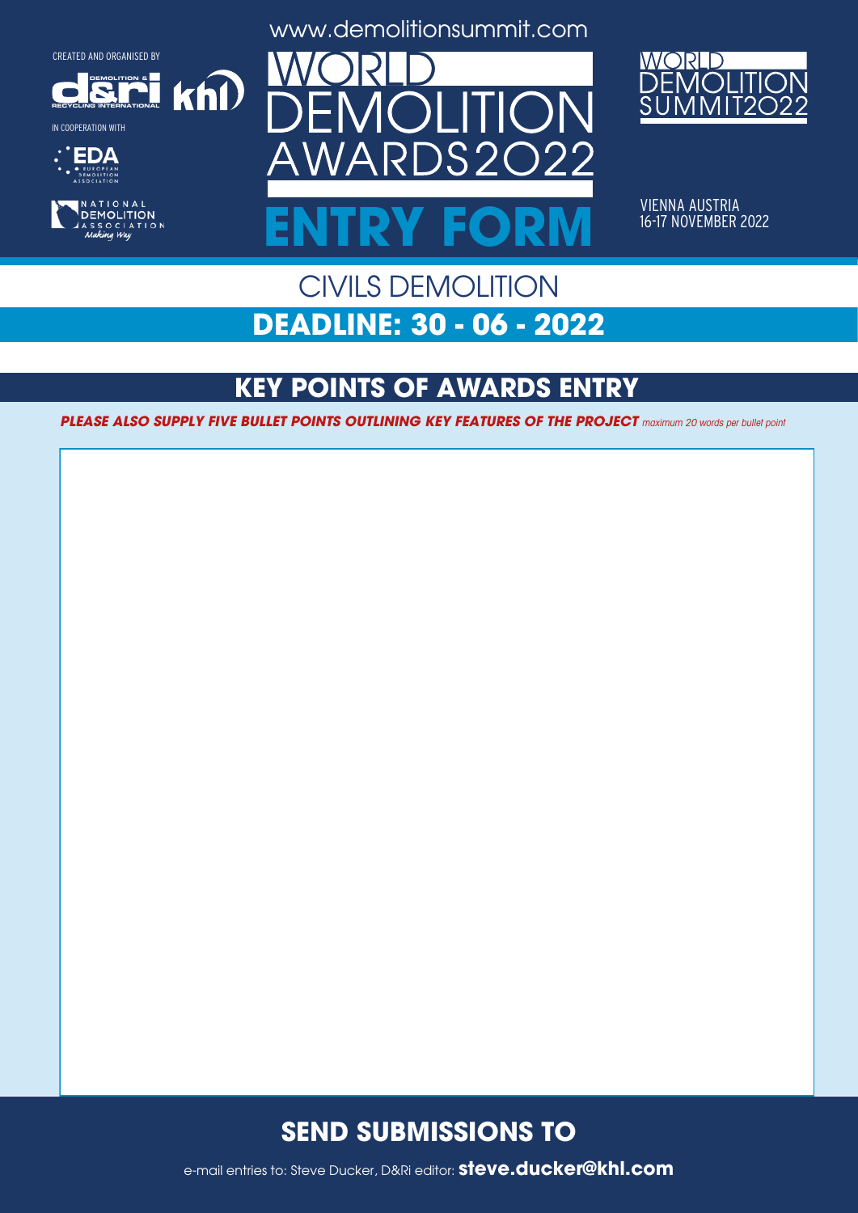CREATED AND ORGANISED BY

IN COOPERATION WITH

www.demolitionsummit.com

# WORLD DEMOLITION AWARDS2022

# ENTRY FORM

WORLD DEMOLITION SUMMIT2022

VIENNA AUSTRIA
16-17 NOVEMBER 2022

## CIVILS DEMOLITION

## DEADLINE: 30 - 06 - 2022

## KEY POINTS OF AWARDS ENTRY

***PLEASE ALSO SUPPLY FIVE BULLET POINTS OUTLINING KEY FEATURES OF THE PROJECT*** *maximum 20 words per bullet point*

## SEND SUBMISSIONS TO

e-mail entries to: Steve Ducker, D&Ri editor: **steve.ducker@khl.com**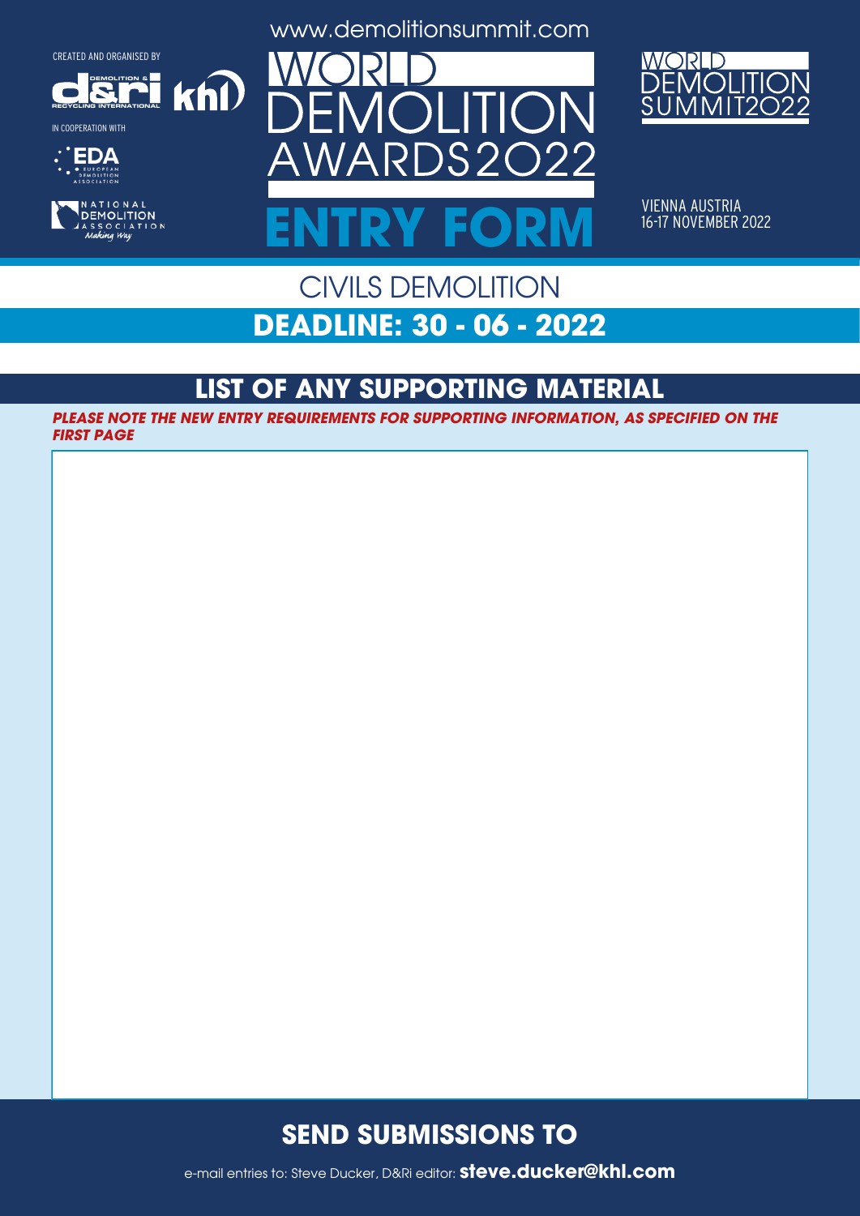www.demolitionsummit.com

CREATED AND ORGANISED BY

IN COOPERATION WITH

# WORLD DEMOLITION AWARDS2022

# ENTRY FORM

WORLD DEMOLITION SUMMIT2022

VIENNA AUSTRIA
16-17 NOVEMBER 2022

## CIVILS DEMOLITION

## DEADLINE: 30 - 06 - 2022

## LIST OF ANY SUPPORTING MATERIAL

***PLEASE NOTE THE NEW ENTRY REQUIREMENTS FOR SUPPORTING INFORMATION, AS SPECIFIED ON THE FIRST PAGE***

## SEND SUBMISSIONS TO

e-mail entries to: Steve Ducker, D&Ri editor: **steve.ducker@khl.com**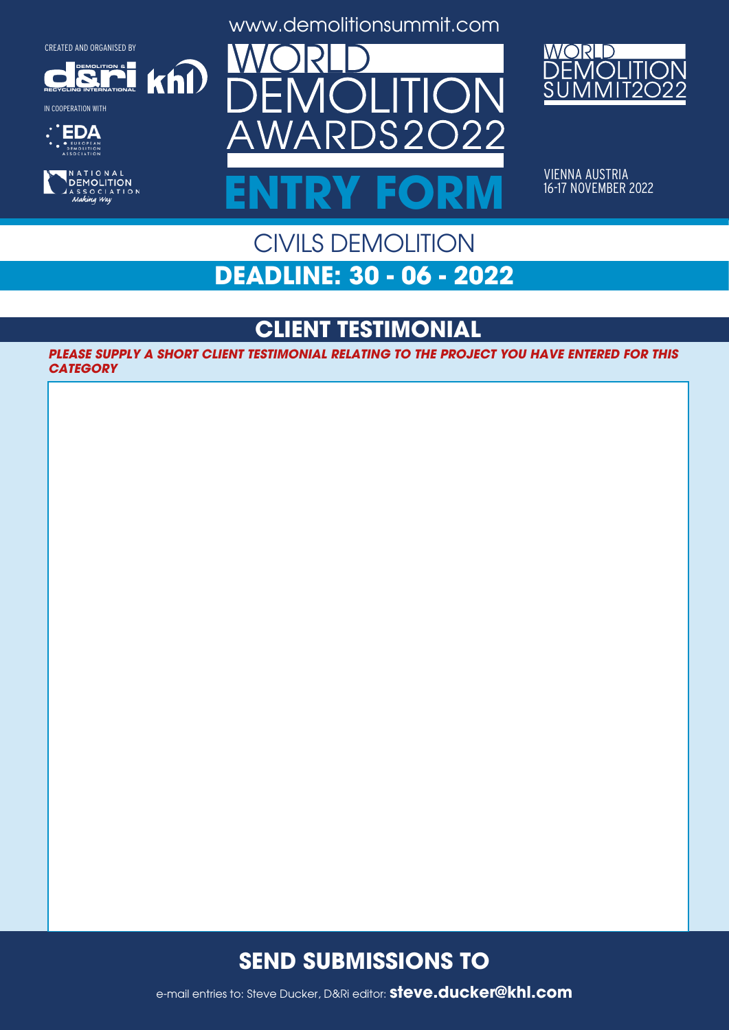CREATED AND ORGANISED BY

IN COOPERATION WITH

www.demolitionsummit.com

# WORLD DEMOLITION AWARDS2022

# ENTRY FORM

WORLD DEMOLITION SUMMIT2022

VIENNA AUSTRIA
16-17 NOVEMBER 2022

## CIVILS DEMOLITION

## DEADLINE: 30 - 06 - 2022

## CLIENT TESTIMONIAL

***PLEASE SUPPLY A SHORT CLIENT TESTIMONIAL RELATING TO THE PROJECT YOU HAVE ENTERED FOR THIS CATEGORY***

## SEND SUBMISSIONS TO

e-mail entries to: Steve Ducker, D&Ri editor: **steve.ducker@khl.com**